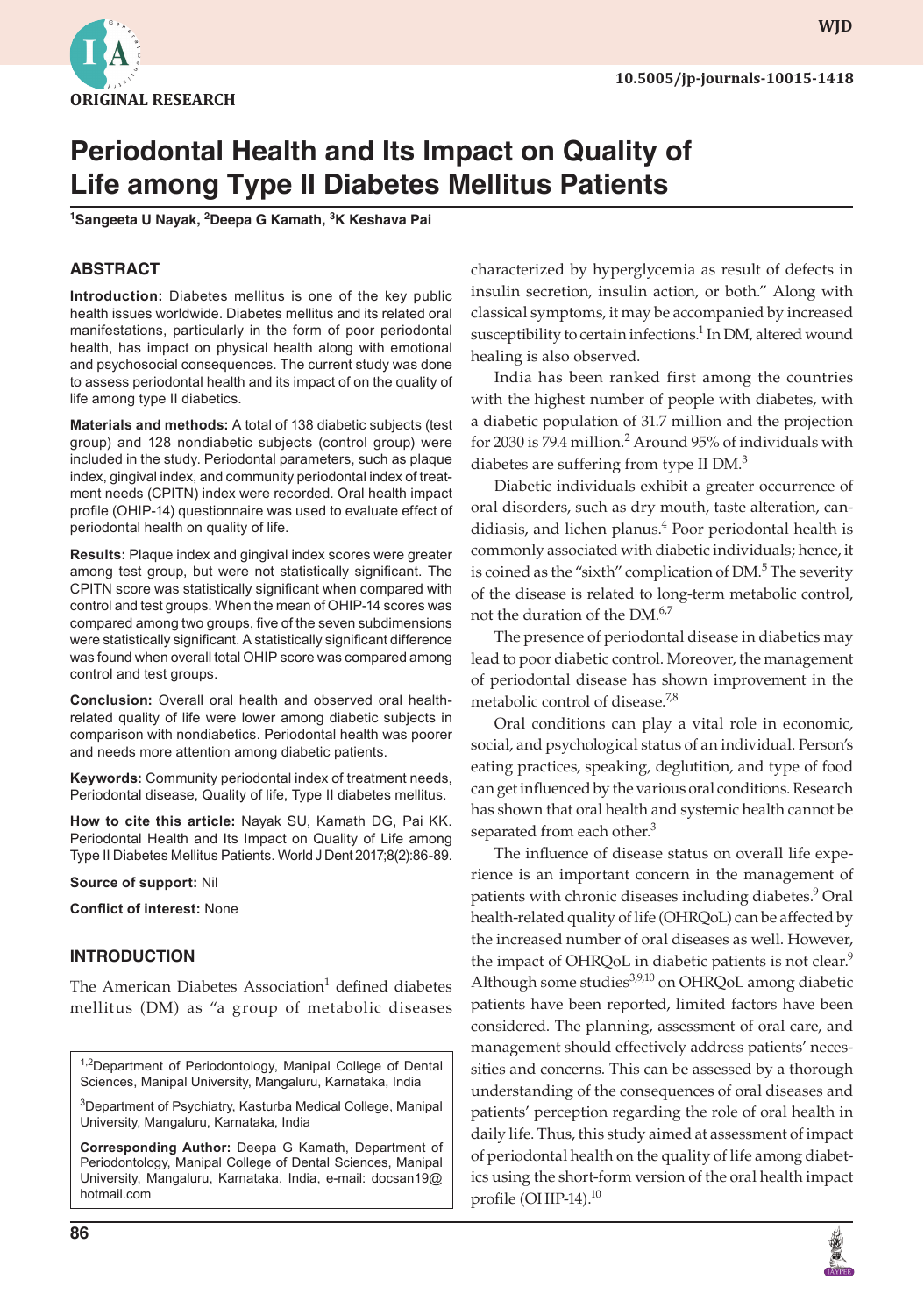ORIGINAL RESEARCH

# Periodontal Health and Its Impact on Quality of Life among Type II Diabetes Mellitus Patients

[1]Sangeeta U Nayak, [2]Deepa G Kamath, [3]K Keshava Pai

## ABSTRACT

**Introduction:** Diabetes mellitus is one of the key public health issues worldwide. Diabetes mellitus and its related oral manifestations, particularly in the form of poor periodontal health, has impact on physical health along with emotional and psychosocial consequences. The current study was done to assess periodontal health and its impact of on the quality of life among type II diabetics.

**Materials and methods:** A total of 138 diabetic subjects (test group) and 128 nondiabetic subjects (control group) were included in the study. Periodontal parameters, such as plaque index, gingival index, and community periodontal index of treatment needs (CPITN) index were recorded. Oral health impact profile (OHIP-14) questionnaire was used to evaluate effect of periodontal health on quality of life.

**Results:** Plaque index and gingival index scores were greater among test group, but were not statistically significant. The CPITN score was statistically significant when compared with control and test groups. When the mean of OHIP-14 scores was compared among two groups, five of the seven subdimensions were statistically significant. A statistically significant difference was found when overall total OHIP score was compared among control and test groups.

**Conclusion:** Overall oral health and observed oral health-related quality of life were lower among diabetic subjects in comparison with nondiabetics. Periodontal health was poorer and needs more attention among diabetic patients.

**Keywords:** Community periodontal index of treatment needs, Periodontal disease, Quality of life, Type II diabetes mellitus.

**How to cite this article:** Nayak SU, Kamath DG, Pai KK. Periodontal Health and Its Impact on Quality of Life among Type II Diabetes Mellitus Patients. World J Dent 2017;8(2):86-89.

**Source of support:** Nil

**Conflict of interest:** None

## INTRODUCTION

The American Diabetes Association[1] defined diabetes mellitus (DM) as "a group of metabolic diseases characterized by hyperglycemia as result of defects in insulin secretion, insulin action, or both." Along with classical symptoms, it may be accompanied by increased susceptibility to certain infections.[1] In DM, altered wound healing is also observed.

India has been ranked first among the countries with the highest number of people with diabetes, with a diabetic population of 31.7 million and the projection for 2030 is 79.4 million.[2] Around 95% of individuals with diabetes are suffering from type II DM.[3]

Diabetic individuals exhibit a greater occurrence of oral disorders, such as dry mouth, taste alteration, candidiasis, and lichen planus.[4] Poor periodontal health is commonly associated with diabetic individuals; hence, it is coined as the "sixth" complication of DM.[5] The severity of the disease is related to long-term metabolic control, not the duration of the DM.[6,7]

The presence of periodontal disease in diabetics may lead to poor diabetic control. Moreover, the management of periodontal disease has shown improvement in the metabolic control of disease.[7,8]

Oral conditions can play a vital role in economic, social, and psychological status of an individual. Person's eating practices, speaking, deglutition, and type of food can get influenced by the various oral conditions. Research has shown that oral health and systemic health cannot be separated from each other.[3]

The influence of disease status on overall life experience is an important concern in the management of patients with chronic diseases including diabetes.[9] Oral health-related quality of life (OHRQoL) can be affected by the increased number of oral diseases as well. However, the impact of OHRQoL in diabetic patients is not clear.[9] Although some studies[3,9,10] on OHRQoL among diabetic patients have been reported, limited factors have been considered. The planning, assessment of oral care, and management should effectively address patients' necessities and concerns. This can be assessed by a thorough understanding of the consequences of oral diseases and patients' perception regarding the role of oral health in daily life. Thus, this study aimed at assessment of impact of periodontal health on the quality of life among diabetics using the short-form version of the oral health impact profile (OHIP-14).[10]

---

[1,2]Department of Periodontology, Manipal College of Dental Sciences, Manipal University, Mangaluru, Karnataka, India

[3]Department of Psychiatry, Kasturba Medical College, Manipal University, Mangaluru, Karnataka, India

**Corresponding Author:** Deepa G Kamath, Department of Periodontology, Manipal College of Dental Sciences, Manipal University, Mangaluru, Karnataka, India, e-mail: docsan19@hotmail.com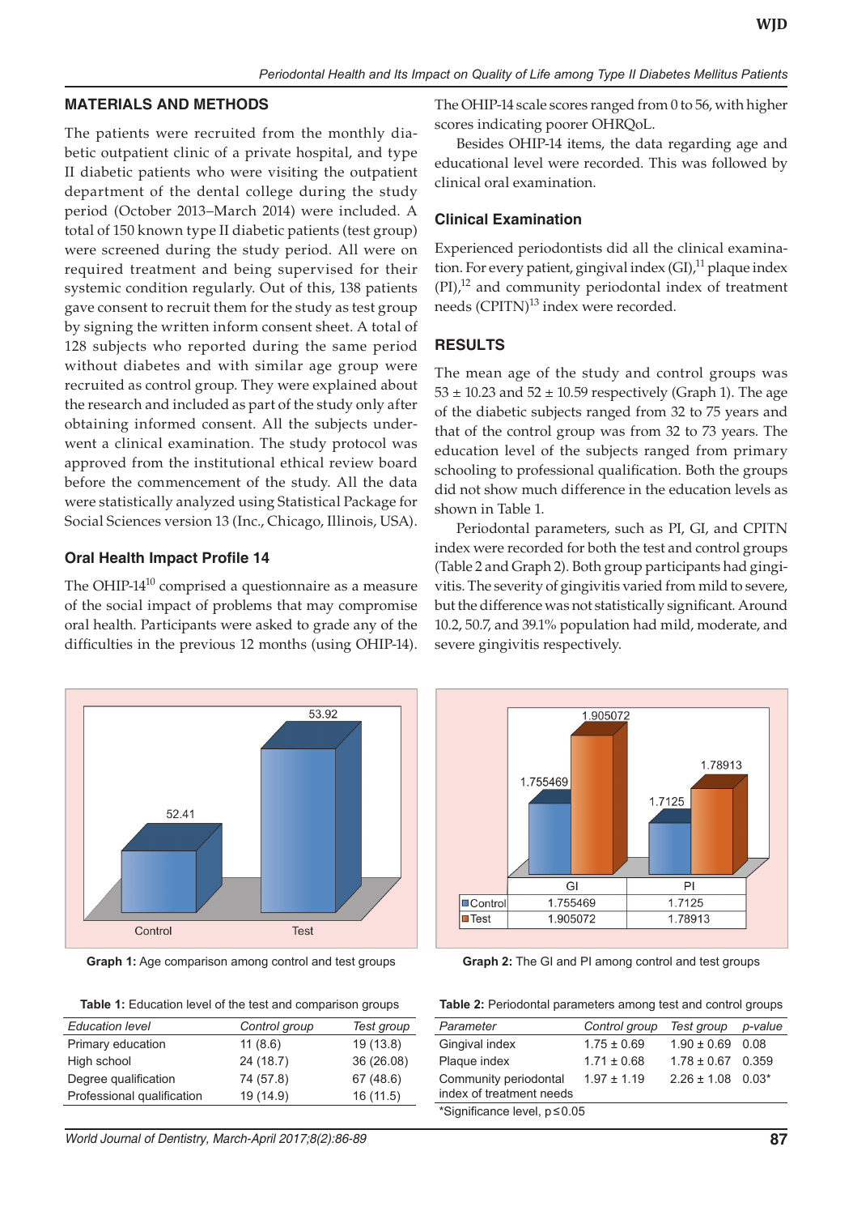## MATERIALS AND METHODS

The patients were recruited from the monthly diabetic outpatient clinic of a private hospital, and type II diabetic patients who were visiting the outpatient department of the dental college during the study period (October 2013–March 2014) were included. A total of 150 known type II diabetic patients (test group) were screened during the study period. All were on required treatment and being supervised for their systemic condition regularly. Out of this, 138 patients gave consent to recruit them for the study as test group by signing the written inform consent sheet. A total of 128 subjects who reported during the same period without diabetes and with similar age group were recruited as control group. They were explained about the research and included as part of the study only after obtaining informed consent. All the subjects underwent a clinical examination. The study protocol was approved from the institutional ethical review board before the commencement of the study. All the data were statistically analyzed using Statistical Package for Social Sciences version 13 (Inc., Chicago, Illinois, USA).

### Oral Health Impact Profile 14

The OHIP-14[10] comprised a questionnaire as a measure of the social impact of problems that may compromise oral health. Participants were asked to grade any of the difficulties in the previous 12 months (using OHIP-14). The OHIP-14 scale scores ranged from 0 to 56, with higher scores indicating poorer OHRQoL.

Besides OHIP-14 items, the data regarding age and educational level were recorded. This was followed by clinical oral examination.

### Clinical Examination

Experienced periodontists did all the clinical examination. For every patient, gingival index (GI),[11] plaque index (PI),[12] and community periodontal index of treatment needs (CPITN)[13] index were recorded.

## RESULTS

The mean age of the study and control groups was 53 ± 10.23 and 52 ± 10.59 respectively (Graph 1). The age of the diabetic subjects ranged from 32 to 75 years and that of the control group was from 32 to 73 years. The education level of the subjects ranged from primary schooling to professional qualification. Both the groups did not show much difference in the education levels as shown in Table 1.

Periodontal parameters, such as PI, GI, and CPITN index were recorded for both the test and control groups (Table 2 and Graph 2). Both group participants had gingivitis. The severity of gingivitis varied from mild to severe, but the difference was not statistically significant. Around 10.2, 50.7, and 39.1% population had mild, moderate, and severe gingivitis respectively.

| | Control | Test |
|---|---|---|
| Age | 52.41 | 53.92 |

**Graph 1:** Age comparison among control and test groups

| | GI | PI |
|---|---|---|
| Control | 1.755469 | 1.7125 |
| Test | 1.905072 | 1.78913 |

**Graph 2:** The GI and PI among control and test groups

**Table 1:** Education level of the test and comparison groups

| *Education level* | *Control group* | *Test group* |
|---|---|---|
| Primary education | 11 (8.6) | 19 (13.8) |
| High school | 24 (18.7) | 36 (26.08) |
| Degree qualification | 74 (57.8) | 67 (48.6) |
| Professional qualification | 19 (14.9) | 16 (11.5) |

**Table 2:** Periodontal parameters among test and control groups

| *Parameter* | *Control group* | *Test group* | *p-value* |
|---|---|---|---|
| Gingival index | 1.75 ± 0.69 | 1.90 ± 0.69 | 0.08 |
| Plaque index | 1.71 ± 0.68 | 1.78 ± 0.67 | 0.359 |
| Community periodontal index of treatment needs | 1.97 ± 1.19 | 2.26 ± 1.08 | 0.03* |

*Significance level, $p \leq 0.05$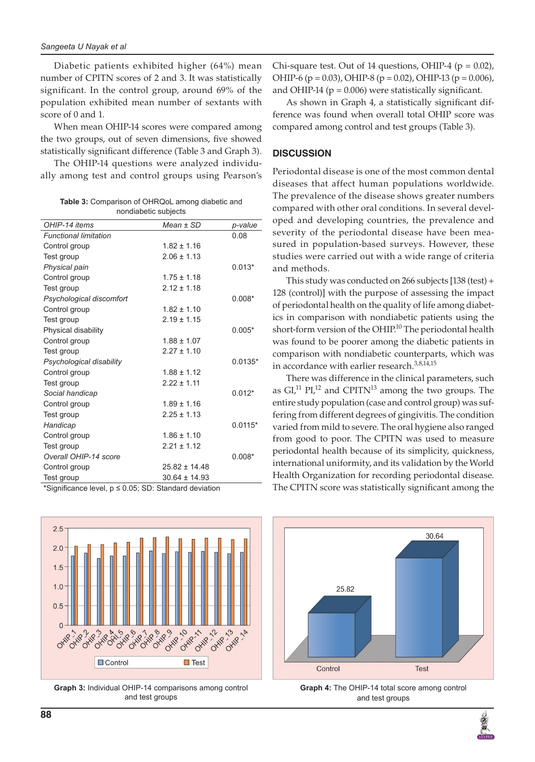Diabetic patients exhibited higher (64%) mean number of CPITN scores of 2 and 3. It was statistically significant. In the control group, around 69% of the population exhibited mean number of sextants with score of 0 and 1.

When mean OHIP-14 scores were compared among the two groups, out of seven dimensions, five showed statistically significant difference (Table 3 and Graph 3).

The OHIP-14 questions were analyzed individually among test and control groups using Pearson's Chi-square test. Out of 14 questions, OHIP-4 ($p = 0.02$), OHIP-6 ($p = 0.03$), OHIP-8 ($p = 0.02$), OHIP-13 ($p = 0.006$), and OHIP-14 ($p = 0.006$) were statistically significant.

As shown in Graph 4, a statistically significant difference was found when overall total OHIP score was compared among control and test groups (Table 3).

**Table 3:** Comparison of OHRQoL among diabetic and nondiabetic subjects

| *OHIP-14 items* | *Mean ± SD* | *p-value* |
|---|---|---|
| *Functional limitation* | | 0.08 |
| Control group | 1.82 ± 1.16 | |
| Test group | 2.06 ± 1.13 | |
| *Physical pain* | | 0.013* |
| Control group | 1.75 ± 1.18 | |
| Test group | 2.12 ± 1.18 | |
| *Psychological discomfort* | | 0.008* |
| Control group | 1.82 ± 1.10 | |
| Test group | 2.19 ± 1.15 | |
| Physical disability | | 0.005* |
| Control group | 1.88 ± 1.07 | |
| Test group | 2.27 ± 1.10 | |
| *Psychological disability* | | 0.0135* |
| Control group | 1.88 ± 1.12 | |
| Test group | 2.22 ± 1.11 | |
| *Social handicap* | | 0.012* |
| Control group | 1.89 ± 1.16 | |
| Test group | 2.25 ± 1.13 | |
| *Handicap* | | 0.0115* |
| Control group | 1.86 ± 1.10 | |
| Test group | 2.21 ± 1.12 | |
| *Overall OHIP-14 score* | | 0.008* |
| Control group | 25.82 ± 14.48 | |
| Test group | 30.64 ± 14.93 | |

*Significance level, $p \leq 0.05$; SD: Standard deviation

## DISCUSSION

Periodontal disease is one of the most common dental diseases that affect human populations worldwide. The prevalence of the disease shows greater numbers compared with other oral conditions. In several developed and developing countries, the prevalence and severity of the periodontal disease have been measured in population-based surveys. However, these studies were carried out with a wide range of criteria and methods.

This study was conducted on 266 subjects [138 (test) + 128 (control)] with the purpose of assessing the impact of periodontal health on the quality of life among diabetics in comparison with nondiabetic patients using the short-form version of the OHIP.[10] The periodontal health was found to be poorer among the diabetic patients in comparison with nondiabetic counterparts, which was in accordance with earlier research.[3,8,14,15]

There was difference in the clinical parameters, such as GI,[11] PI,[12] and CPITN[13] among the two groups. The entire study population (case and control group) was suffering from different degrees of gingivitis. The condition varied from mild to severe. The oral hygiene also ranged from good to poor. The CPITN was used to measure periodontal health because of its simplicity, quickness, international uniformity, and its validation by the World Health Organization for recording periodontal disease. The CPITN score was statistically significant among the

**Graph 3:** Individual OHIP-14 comparisons among control and test groups

**Graph 4:** The OHIP-14 total score among control and test groups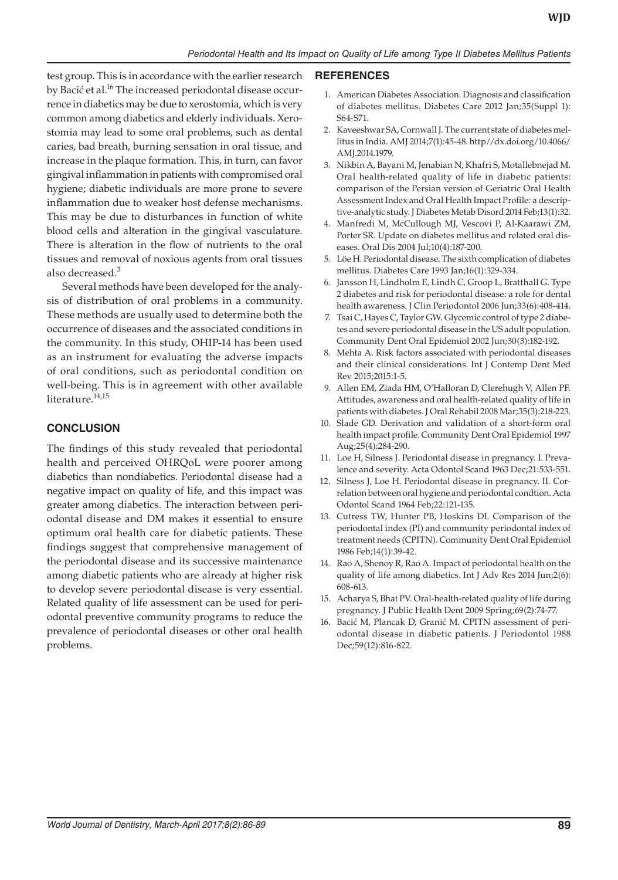test group. This is in accordance with the earlier research by Bacić et al.[16] The increased periodontal disease occurrence in diabetics may be due to xerostomia, which is very common among diabetics and elderly individuals. Xerostomia may lead to some oral problems, such as dental caries, bad breath, burning sensation in oral tissue, and increase in the plaque formation. This, in turn, can favor gingival inflammation in patients with compromised oral hygiene; diabetic individuals are more prone to severe inflammation due to weaker host defense mechanisms. This may be due to disturbances in function of white blood cells and alteration in the gingival vasculature. There is alteration in the flow of nutrients to the oral tissues and removal of noxious agents from oral tissues also decreased.[3]

Several methods have been developed for the analysis of distribution of oral problems in a community. These methods are usually used to determine both the occurrence of diseases and the associated conditions in the community. In this study, OHIP-14 has been used as an instrument for evaluating the adverse impacts of oral conditions, such as periodontal condition on well-being. This is in agreement with other available literature.[14,15]

## CONCLUSION

The findings of this study revealed that periodontal health and perceived OHRQoL were poorer among diabetics than nondiabetics. Periodontal disease had a negative impact on quality of life, and this impact was greater among diabetics. The interaction between periodontal disease and DM makes it essential to ensure optimum oral health care for diabetic patients. These findings suggest that comprehensive management of the periodontal disease and its successive maintenance among diabetic patients who are already at higher risk to develop severe periodontal disease is very essential. Related quality of life assessment can be used for periodontal preventive community programs to reduce the prevalence of periodontal diseases or other oral health problems.

## REFERENCES

1. American Diabetes Association. Diagnosis and classification of diabetes mellitus. Diabetes Care 2012 Jan;35(Suppl 1): S64-S71.
2. Kaveeshwar SA, Cornwall J. The current state of diabetes mellitus in India. AMJ 2014;7(1):45-48. http//dx.doi.org/10.4066/AMJ.2014.1979.
3. Nikbin A, Bayani M, Jenabian N, Khafri S, Motallebnejad M. Oral health-related quality of life in diabetic patients: comparison of the Persian version of Geriatric Oral Health Assessment Index and Oral Health Impact Profile: a descriptive-analytic study. J Diabetes Metab Disord 2014 Feb;13(1):32.
4. Manfredi M, McCullough MJ, Vescovi P, Al-Kaarawi ZM, Porter SR. Update on diabetes mellitus and related oral diseases. Oral Dis 2004 Jul;10(4):187-200.
5. Löe H. Periodontal disease. The sixth complication of diabetes mellitus. Diabetes Care 1993 Jan;16(1):329-334.
6. Jansson H, Lindholm E, Lindh C, Groop L, Bratthall G. Type 2 diabetes and risk for periodontal disease: a role for dental health awareness. J Clin Periodontol 2006 Jun;33(6):408-414.
7. Tsai C, Hayes C, Taylor GW. Glycemic control of type 2 diabetes and severe periodontal disease in the US adult population. Community Dent Oral Epidemiol 2002 Jun;30(3):182-192.
8. Mehta A. Risk factors associated with periodontal diseases and their clinical considerations. Int J Contemp Dent Med Rev 2015;2015:1-5.
9. Allen EM, Ziada HM, O'Halloran D, Clerehugh V, Allen PF. Attitudes, awareness and oral health-related quality of life in patients with diabetes. J Oral Rehabil 2008 Mar;35(3):218-223.
10. Slade GD. Derivation and validation of a short-form oral health impact profile. Community Dent Oral Epidemiol 1997 Aug;25(4):284-290.
11. Loe H, Silness J. Periodontal disease in pregnancy. I. Prevalence and severity. Acta Odontol Scand 1963 Dec;21:533-551.
12. Silness J, Loe H. Periodontal disease in pregnancy. II. Correlation between oral hygiene and periodontal condtion. Acta Odontol Scand 1964 Feb;22:121-135.
13. Cutress TW, Hunter PB, Hoskins DI. Comparison of the periodontal index (PI) and community periodontal index of treatment needs (CPITN). Community Dent Oral Epidemiol 1986 Feb;14(1):39-42.
14. Rao A, Shenoy R, Rao A. Impact of periodontal health on the quality of life among diabetics. Int J Adv Res 2014 Jun;2(6): 608-613.
15. Acharya S, Bhat PV. Oral-health-related quality of life during pregnancy. J Public Health Dent 2009 Spring;69(2):74-77.
16. Bacić M, Plancak D, Granić M. CPITN assessment of periodontal disease in diabetic patients. J Periodontol 1988 Dec;59(12):816-822.